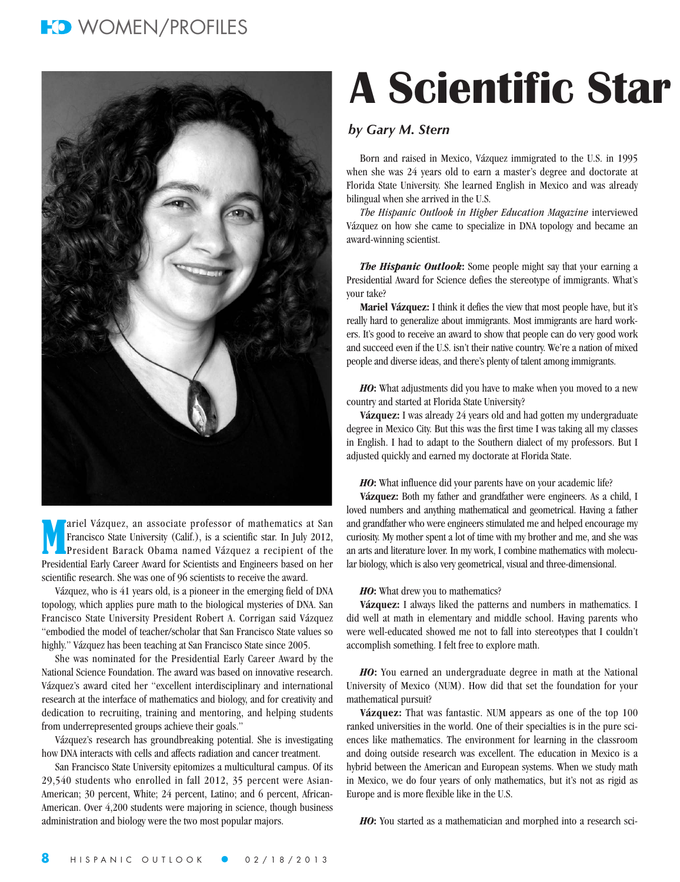# A Scientific Star

*by Gary M. Stern*

Mariel Vázquez, an associate professor of mathematics at San Francisco State University (Calif.), is a scientific star. In July 2012, President Barack Obama named Vázquez a recipient of the Presidential Early Career Award for Scientists and Engineers based on her scientific research. She was one of 96 scientists to receive the award.

Vázquez, who is 41 years old, is a pioneer in the emerging field of DNA topology, which applies pure math to the biological mysteries of DNA. San Francisco State University President Robert A. Corrigan said Vázquez "embodied the model of teacher/scholar that San Francisco State values so highly." Vázquez has been teaching at San Francisco State since 2005.

She was nominated for the Presidential Early Career Award by the National Science Foundation. The award was based on innovative research. Vázquez's award cited her "excellent interdisciplinary and international research at the interface of mathematics and biology, and for creativity and dedication to recruiting, training and mentoring, and helping students from underrepresented groups achieve their goals."

Vázquez's research has groundbreaking potential. She is investigating how DNA interacts with cells and affects radiation and cancer treatment.

San Francisco State University epitomizes a multicultural campus. Of its 29,540 students who enrolled in fall 2012, 35 percent were Asian-American; 30 percent, White; 24 percent, Latino; and 6 percent, African-American. Over 4,200 students were majoring in science, though business administration and biology were the two most popular majors.

Born and raised in Mexico, Vázquez immigrated to the U.S. in 1995 when she was 24 years old to earn a master's degree and doctorate at Florida State University. She learned English in Mexico and was already bilingual when she arrived in the U.S.

*The Hispanic Outlook in Higher Education Magazine* interviewed Vázquez on how she came to specialize in DNA topology and became an award-winning scientist.

***The Hispanic Outlook*:** Some people might say that your earning a Presidential Award for Science defies the stereotype of immigrants. What's your take?

**Mariel Vázquez:** I think it defies the view that most people have, but it's really hard to generalize about immigrants. Most immigrants are hard workers. It's good to receive an award to show that people can do very good work and succeed even if the U.S. isn't their native country. We're a nation of mixed people and diverse ideas, and there's plenty of talent among immigrants.

***HO*:** What adjustments did you have to make when you moved to a new country and started at Florida State University?

**Vázquez:** I was already 24 years old and had gotten my undergraduate degree in Mexico City. But this was the first time I was taking all my classes in English. I had to adapt to the Southern dialect of my professors. But I adjusted quickly and earned my doctorate at Florida State.

***HO*:** What influence did your parents have on your academic life?

**Vázquez:** Both my father and grandfather were engineers. As a child, I loved numbers and anything mathematical and geometrical. Having a father and grandfather who were engineers stimulated me and helped encourage my curiosity. My mother spent a lot of time with my brother and me, and she was an arts and literature lover. In my work, I combine mathematics with molecular biology, which is also very geometrical, visual and three-dimensional.

***HO*:** What drew you to mathematics?

**Vázquez:** I always liked the patterns and numbers in mathematics. I did well at math in elementary and middle school. Having parents who were well-educated showed me not to fall into stereotypes that I couldn't accomplish something. I felt free to explore math.

***HO*:** You earned an undergraduate degree in math at the National University of Mexico (NUM). How did that set the foundation for your mathematical pursuit?

**Vázquez:** That was fantastic. NUM appears as one of the top 100 ranked universities in the world. One of their specialties is in the pure sciences like mathematics. The environment for learning in the classroom and doing outside research was excellent. The education in Mexico is a hybrid between the American and European systems. When we study math in Mexico, we do four years of only mathematics, but it's not as rigid as Europe and is more flexible like in the U.S.

***HO*:** You started as a mathematician and morphed into a research sci-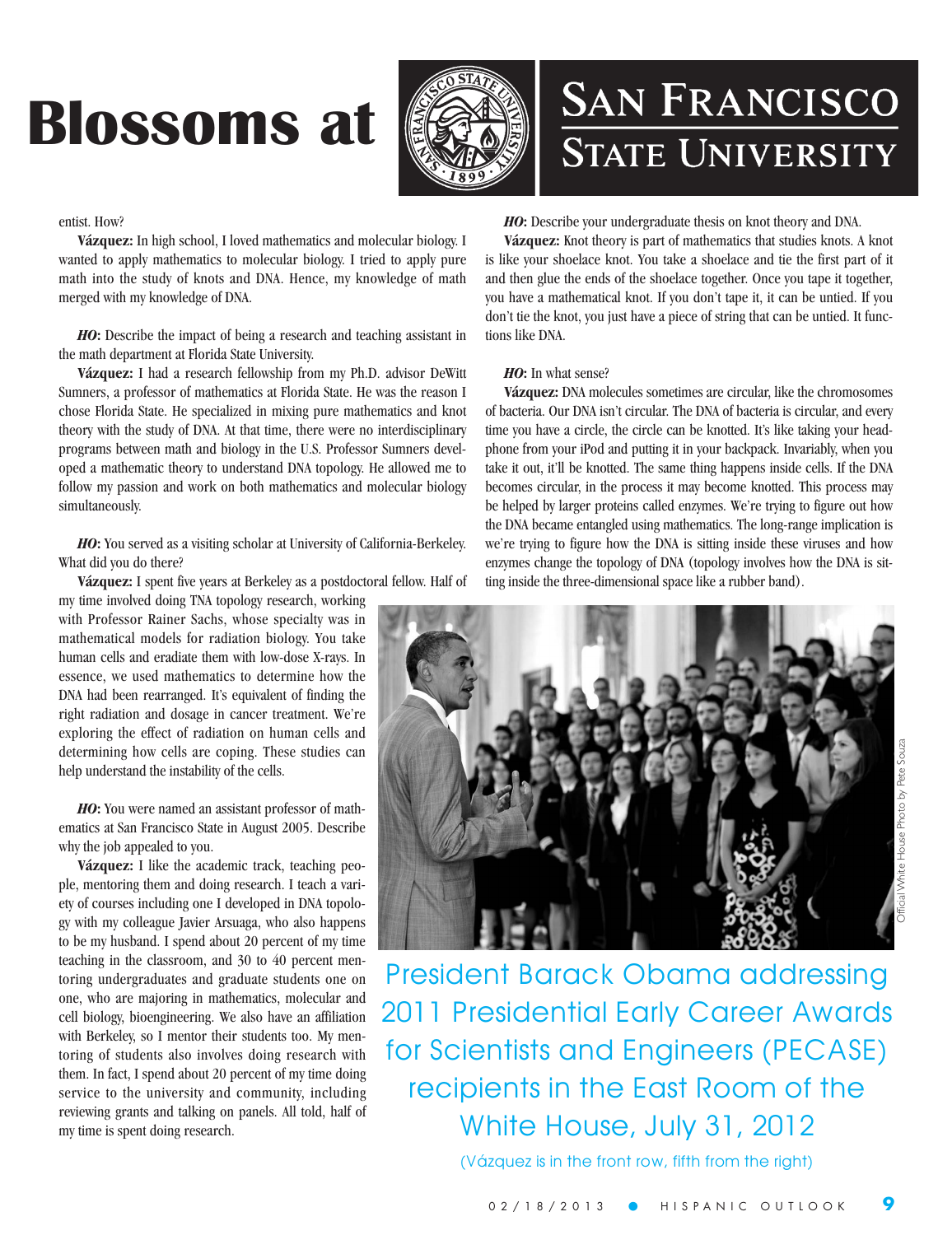# Blossoms at San Francisco State University

entist. How?

**Vázquez:** In high school, I loved mathematics and molecular biology. I wanted to apply mathematics to molecular biology. I tried to apply pure math into the study of knots and DNA. Hence, my knowledge of math merged with my knowledge of DNA.

***HO*****:** Describe the impact of being a research and teaching assistant in the math department at Florida State University.

**Vázquez:** I had a research fellowship from my Ph.D. advisor DeWitt Sumners, a professor of mathematics at Florida State. He was the reason I chose Florida State. He specialized in mixing pure mathematics and knot theory with the study of DNA. At that time, there were no interdisciplinary programs between math and biology in the U.S. Professor Sumners developed a mathematic theory to understand DNA topology. He allowed me to follow my passion and work on both mathematics and molecular biology simultaneously.

***HO*****:** You served as a visiting scholar at University of California-Berkeley. What did you do there?

**Vázquez:** I spent five years at Berkeley as a postdoctoral fellow. Half of my time involved doing TNA topology research, working with Professor Rainer Sachs, whose specialty was in mathematical models for radiation biology. You take human cells and eradiate them with low-dose X-rays. In essence, we used mathematics to determine how the DNA had been rearranged. It's equivalent of finding the right radiation and dosage in cancer treatment. We're exploring the effect of radiation on human cells and determining how cells are coping. These studies can help understand the instability of the cells.

***HO*****:** You were named an assistant professor of mathematics at San Francisco State in August 2005. Describe why the job appealed to you.

**Vázquez:** I like the academic track, teaching people, mentoring them and doing research. I teach a variety of courses including one I developed in DNA topology with my colleague Javier Arsuaga, who also happens to be my husband. I spend about 20 percent of my time teaching in the classroom, and 30 to 40 percent mentoring undergraduates and graduate students one on one, who are majoring in mathematics, molecular and cell biology, bioengineering. We also have an affiliation with Berkeley, so I mentor their students too. My mentoring of students also involves doing research with them. In fact, I spend about 20 percent of my time doing service to the university and community, including reviewing grants and talking on panels. All told, half of my time is spent doing research.

***HO*****:** Describe your undergraduate thesis on knot theory and DNA.

**Vázquez:** Knot theory is part of mathematics that studies knots. A knot is like your shoelace knot. You take a shoelace and tie the first part of it and then glue the ends of the shoelace together. Once you tape it together, you have a mathematical knot. If you don't tape it, it can be untied. If you don't tie the knot, you just have a piece of string that can be untied. It functions like DNA.

***HO*****:** In what sense?

**Vázquez:** DNA molecules sometimes are circular, like the chromosomes of bacteria. Our DNA isn't circular. The DNA of bacteria is circular, and every time you have a circle, the circle can be knotted. It's like taking your headphone from your iPod and putting it in your backpack. Invariably, when you take it out, it'll be knotted. The same thing happens inside cells. If the DNA becomes circular, in the process it may become knotted. This process may be helped by larger proteins called enzymes. We're trying to figure out how the DNA became entangled using mathematics. The long-range implication is we're trying to figure how the DNA is sitting inside these viruses and how enzymes change the topology of DNA (topology involves how the DNA is sitting inside the three-dimensional space like a rubber band).

Official White House Photo by Pete Souza

President Barack Obama addressing 2011 Presidential Early Career Awards for Scientists and Engineers (PECASE) recipients in the East Room of the White House, July 31, 2012

(Vázquez is in the front row, fifth from the right)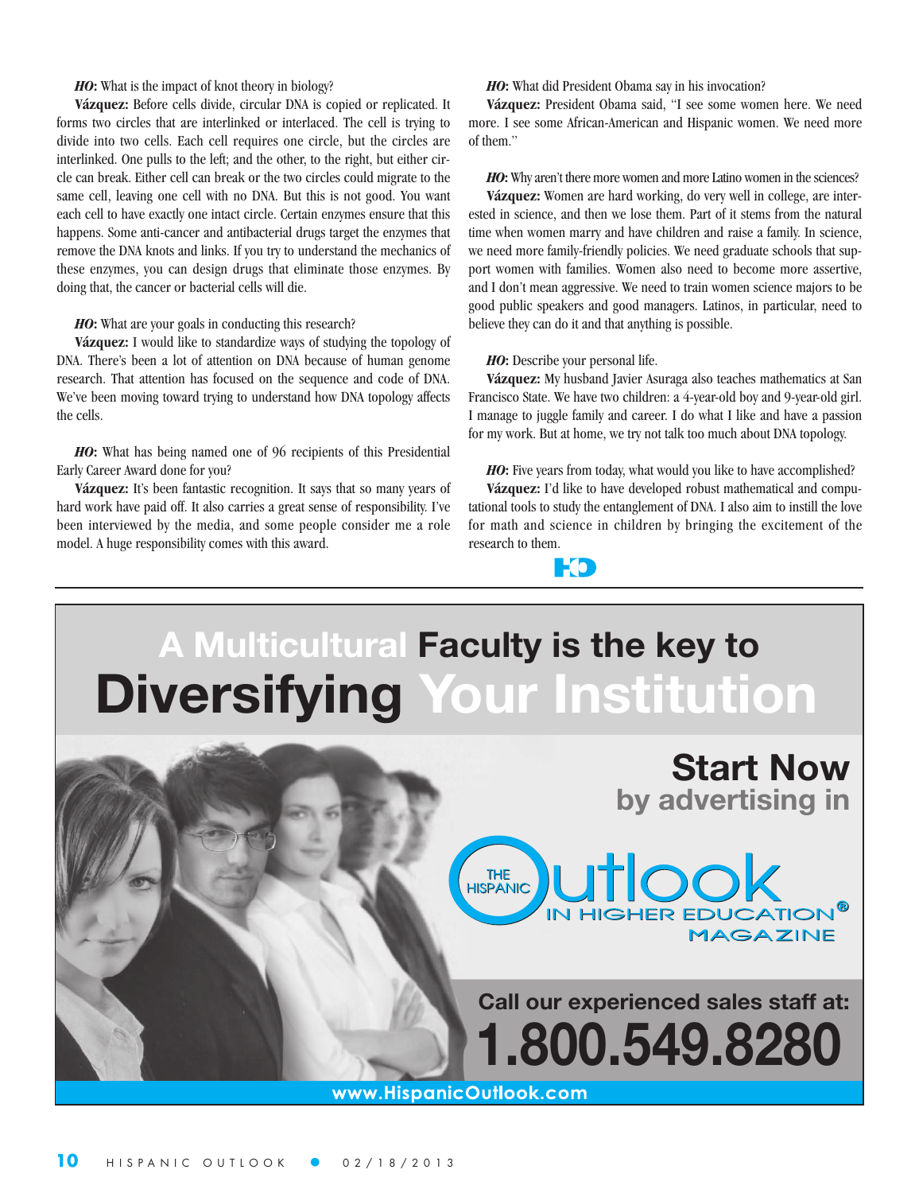***HO*: What is the impact of knot theory in biology?**

**Vázquez:** Before cells divide, circular DNA is copied or replicated. It forms two circles that are interlinked or interlaced. The cell is trying to divide into two cells. Each cell requires one circle, but the circles are interlinked. One pulls to the left; and the other, to the right, but either circle can break. Either cell can break or the two circles could migrate to the same cell, leaving one cell with no DNA. But this is not good. You want each cell to have exactly one intact circle. Certain enzymes ensure that this happens. Some anti-cancer and antibacterial drugs target the enzymes that remove the DNA knots and links. If you try to understand the mechanics of these enzymes, you can design drugs that eliminate those enzymes. By doing that, the cancer or bacterial cells will die.

***HO*: What are your goals in conducting this research?**

**Vázquez:** I would like to standardize ways of studying the topology of DNA. There's been a lot of attention on DNA because of human genome research. That attention has focused on the sequence and code of DNA. We've been moving toward trying to understand how DNA topology affects the cells.

***HO*: What has being named one of 96 recipients of this Presidential Early Career Award done for you?**

**Vázquez:** It's been fantastic recognition. It says that so many years of hard work have paid off. It also carries a great sense of responsibility. I've been interviewed by the media, and some people consider me a role model. A huge responsibility comes with this award.

***HO*: What did President Obama say in his invocation?**

**Vázquez:** President Obama said, "I see some women here. We need more. I see some African-American and Hispanic women. We need more of them."

***HO*: Why aren't there more women and more Latino women in the sciences?**

**Vázquez:** Women are hard working, do very well in college, are interested in science, and then we lose them. Part of it stems from the natural time when women marry and have children and raise a family. In science, we need more family-friendly policies. We need graduate schools that support women with families. Women also need to become more assertive, and I don't mean aggressive. We need to train women science majors to be good public speakers and good managers. Latinos, in particular, need to believe they can do it and that anything is possible.

***HO*: Describe your personal life.**

**Vázquez:** My husband Javier Asuraga also teaches mathematics at San Francisco State. We have two children: a 4-year-old boy and 9-year-old girl. I manage to juggle family and career. I do what I like and have a passion for my work. But at home, we try not talk too much about DNA topology.

***HO*: Five years from today, what would you like to have accomplished?**

**Vázquez:** I'd like to have developed robust mathematical and computational tools to study the entanglement of DNA. I also aim to instill the love for math and science in children by bringing the excitement of the research to them.

---

# A Multicultural Faculty is the key to Diversifying Your Institution

**Start Now**
**by advertising in**

**THE HISPANIC Outlook IN HIGHER EDUCATION® MAGAZINE**

**Call our experienced sales staff at:**
**1.800.549.8280**

**www.HispanicOutlook.com**